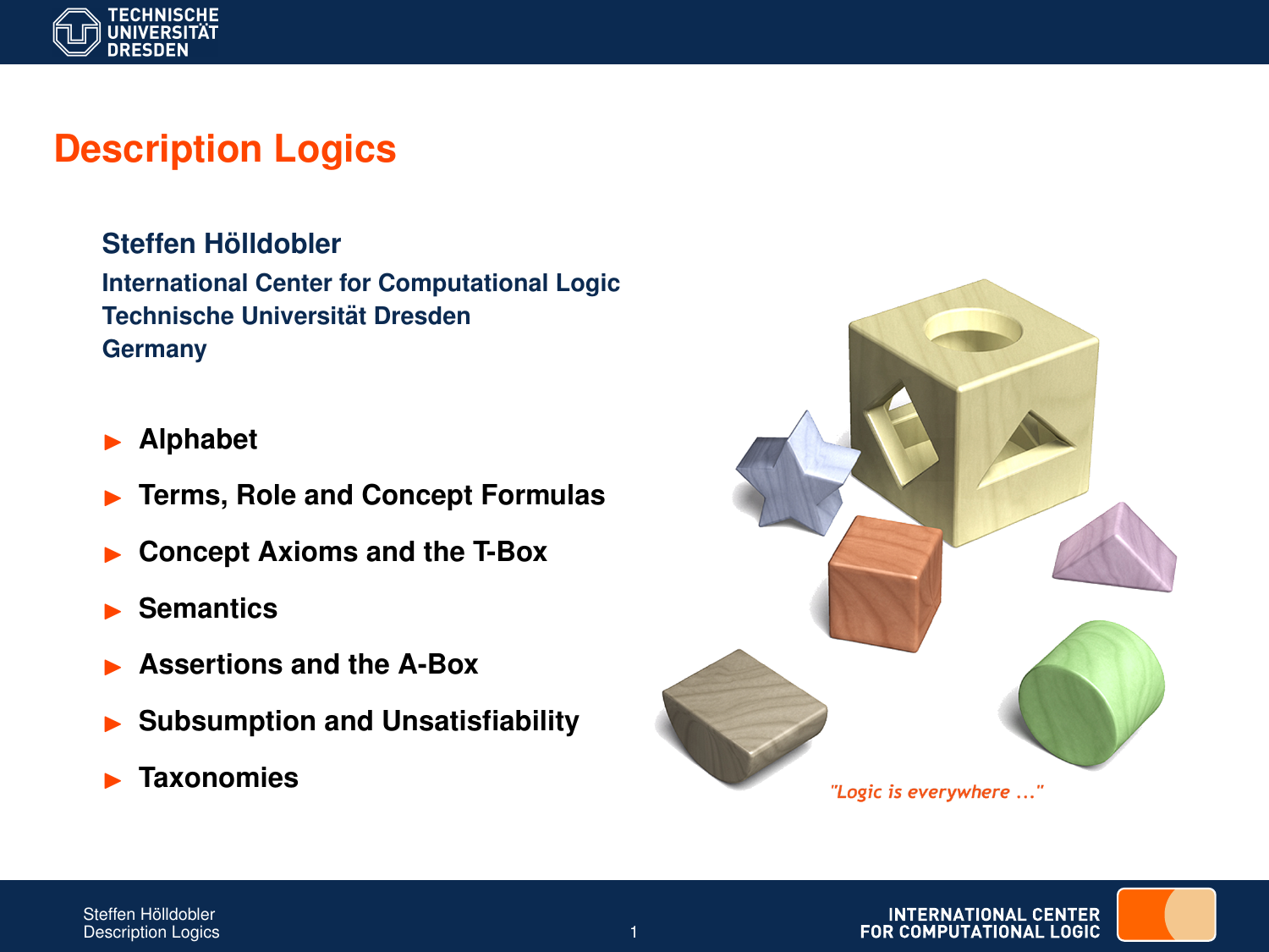# Description Logics

**Steffen Hölldobler**

**International Center for Computational Logic**
**Technische Universität Dresden**
**Germany**

- Alphabet
- Terms, Role and Concept Formulas
- Concept Axioms and the T-Box
- Semantics
- Assertions and the A-Box
- Subsumption and Unsatisfiability
- Taxonomies

*"Logic is everywhere ..."*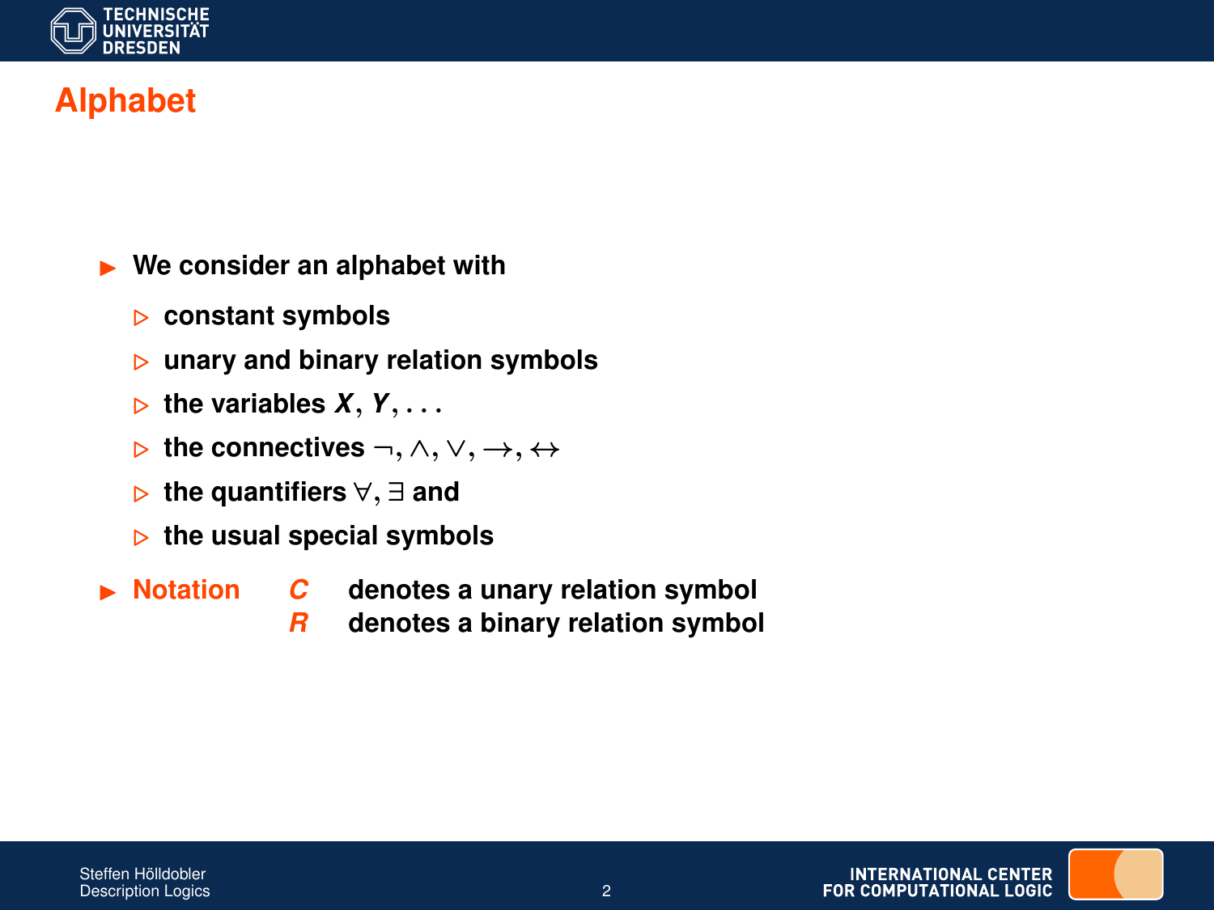# Alphabet

- We consider an alphabet with
  - constant symbols
  - unary and binary relation symbols
  - the variables $X$, $Y$, ...
  - the connectives $\neg$, $\wedge$, $\vee$, $\rightarrow$, $\leftrightarrow$
  - the quantifiers $\forall$, $\exists$ and
  - the usual special symbols
- **Notation**
  - $C$ denotes a unary relation symbol
  - $R$ denotes a binary relation symbol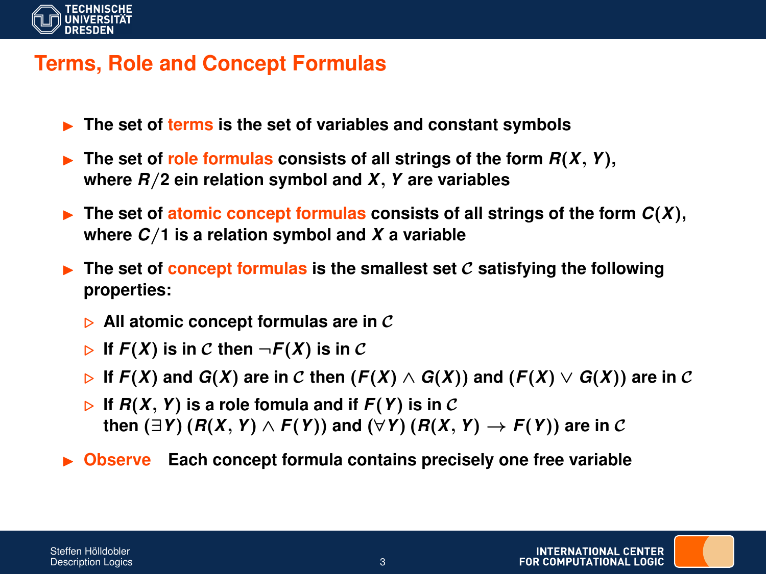# Terms, Role and Concept Formulas

- The set of terms is the set of variables and constant symbols
- The set of role formulas consists of all strings of the form $R(X, Y)$, where $R/2$ ein relation symbol and $X, Y$ are variables
- The set of atomic concept formulas consists of all strings of the form $C(X)$, where $C/1$ is a relation symbol and $X$ a variable
- The set of concept formulas is the smallest set $\mathcal{C}$ satisfying the following properties:
  - All atomic concept formulas are in $\mathcal{C}$
  - If $F(X)$ is in $\mathcal{C}$ then $\neg F(X)$ is in $\mathcal{C}$
  - If $F(X)$ and $G(X)$ are in $\mathcal{C}$ then $(F(X) \wedge G(X))$ and $(F(X) \vee G(X))$ are in $\mathcal{C}$
  - If $R(X, Y)$ is a role fomula and if $F(Y)$ is in $\mathcal{C}$ then $(\exists Y)\,(R(X, Y) \wedge F(Y))$ and $(\forall Y)\,(R(X, Y) \rightarrow F(Y))$ are in $\mathcal{C}$
- Observe   Each concept formula contains precisely one free variable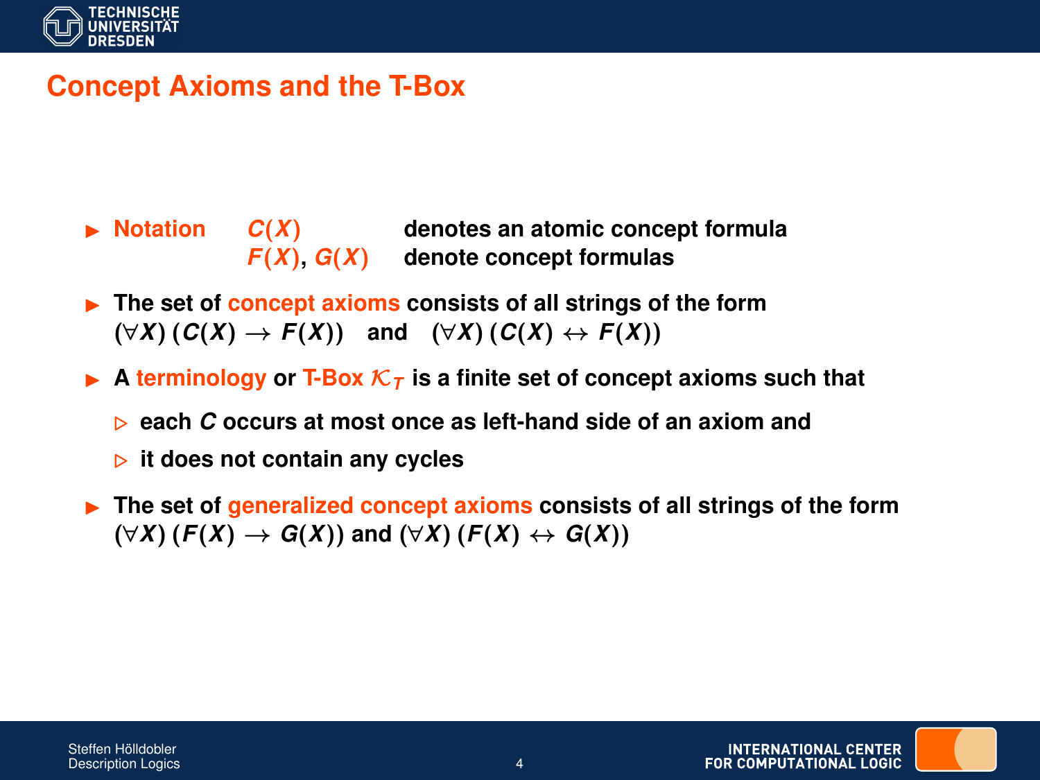# Concept Axioms and the T-Box

- **Notation**
  - $C(X)$ denotes an atomic concept formula
  - $F(X)$, $G(X)$ denote concept formulas
- The set of **concept axioms** consists of all strings of the form
  $(\forall X)\,(C(X) \rightarrow F(X))$ and $(\forall X)\,(C(X) \leftrightarrow F(X))$
- A **terminology** or **T-Box** $\mathcal{K}_T$ is a finite set of concept axioms such that
  - each $C$ occurs at most once as left-hand side of an axiom and
  - it does not contain any cycles
- The set of **generalized concept axioms** consists of all strings of the form
  $(\forall X)\,(F(X) \rightarrow G(X))$ and $(\forall X)\,(F(X) \leftrightarrow G(X))$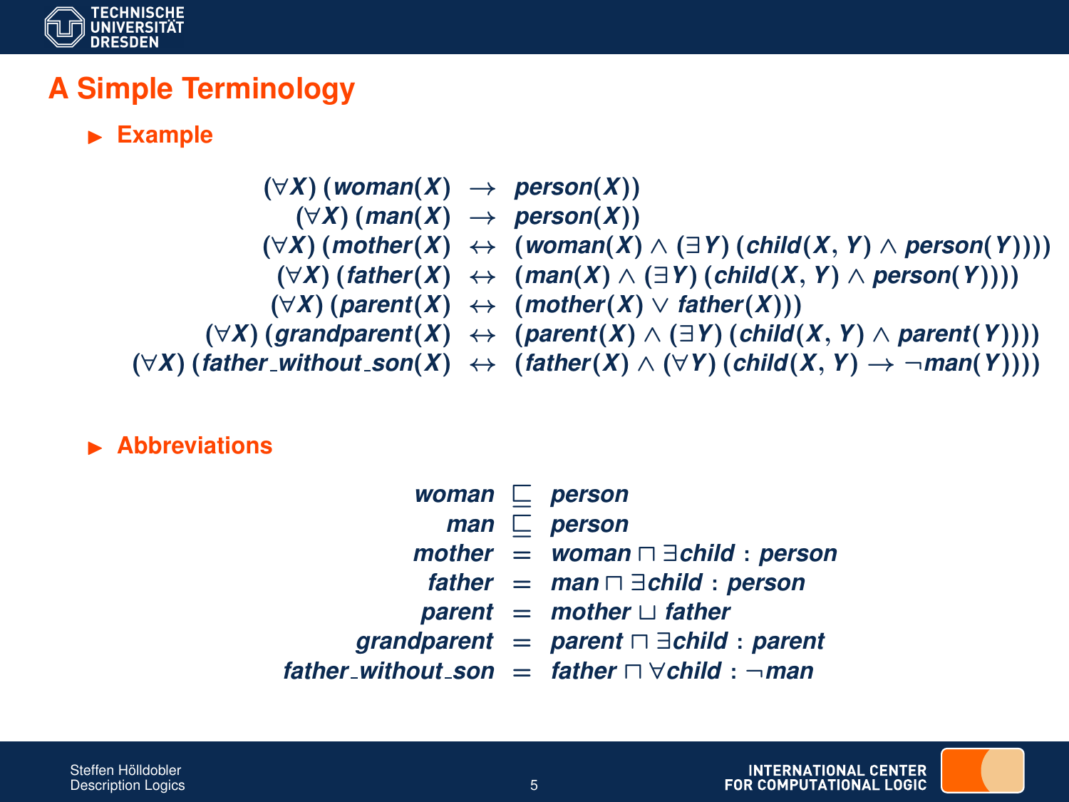# A Simple Terminology

- **Example**

$$
\begin{array}{rcl}
(\forall X)\,(\mathit{woman}(X) & \rightarrow & \mathit{person}(X)) \\
(\forall X)\,(\mathit{man}(X) & \rightarrow & \mathit{person}(X)) \\
(\forall X)\,(\mathit{mother}(X) & \leftrightarrow & (\mathit{woman}(X) \wedge (\exists Y)\,(\mathit{child}(X,Y) \wedge \mathit{person}(Y)))) \\
(\forall X)\,(\mathit{father}(X) & \leftrightarrow & (\mathit{man}(X) \wedge (\exists Y)\,(\mathit{child}(X,Y) \wedge \mathit{person}(Y)))) \\
(\forall X)\,(\mathit{parent}(X) & \leftrightarrow & (\mathit{mother}(X) \vee \mathit{father}(X))) \\
(\forall X)\,(\mathit{grandparent}(X) & \leftrightarrow & (\mathit{parent}(X) \wedge (\exists Y)\,(\mathit{child}(X,Y) \wedge \mathit{parent}(Y)))) \\
(\forall X)\,(\mathit{father\_without\_son}(X) & \leftrightarrow & (\mathit{father}(X) \wedge (\forall Y)\,(\mathit{child}(X,Y) \rightarrow \neg \mathit{man}(Y))))
\end{array}
$$

- **Abbreviations**

$$
\begin{array}{rcl}
\mathit{woman} & \sqsubseteq & \mathit{person} \\
\mathit{man} & \sqsubseteq & \mathit{person} \\
\mathit{mother} & = & \mathit{woman} \sqcap \exists \mathit{child} : \mathit{person} \\
\mathit{father} & = & \mathit{man} \sqcap \exists \mathit{child} : \mathit{person} \\
\mathit{parent} & = & \mathit{mother} \sqcup \mathit{father} \\
\mathit{grandparent} & = & \mathit{parent} \sqcap \exists \mathit{child} : \mathit{parent} \\
\mathit{father\_without\_son} & = & \mathit{father} \sqcap \forall \mathit{child} : \neg \mathit{man}
\end{array}
$$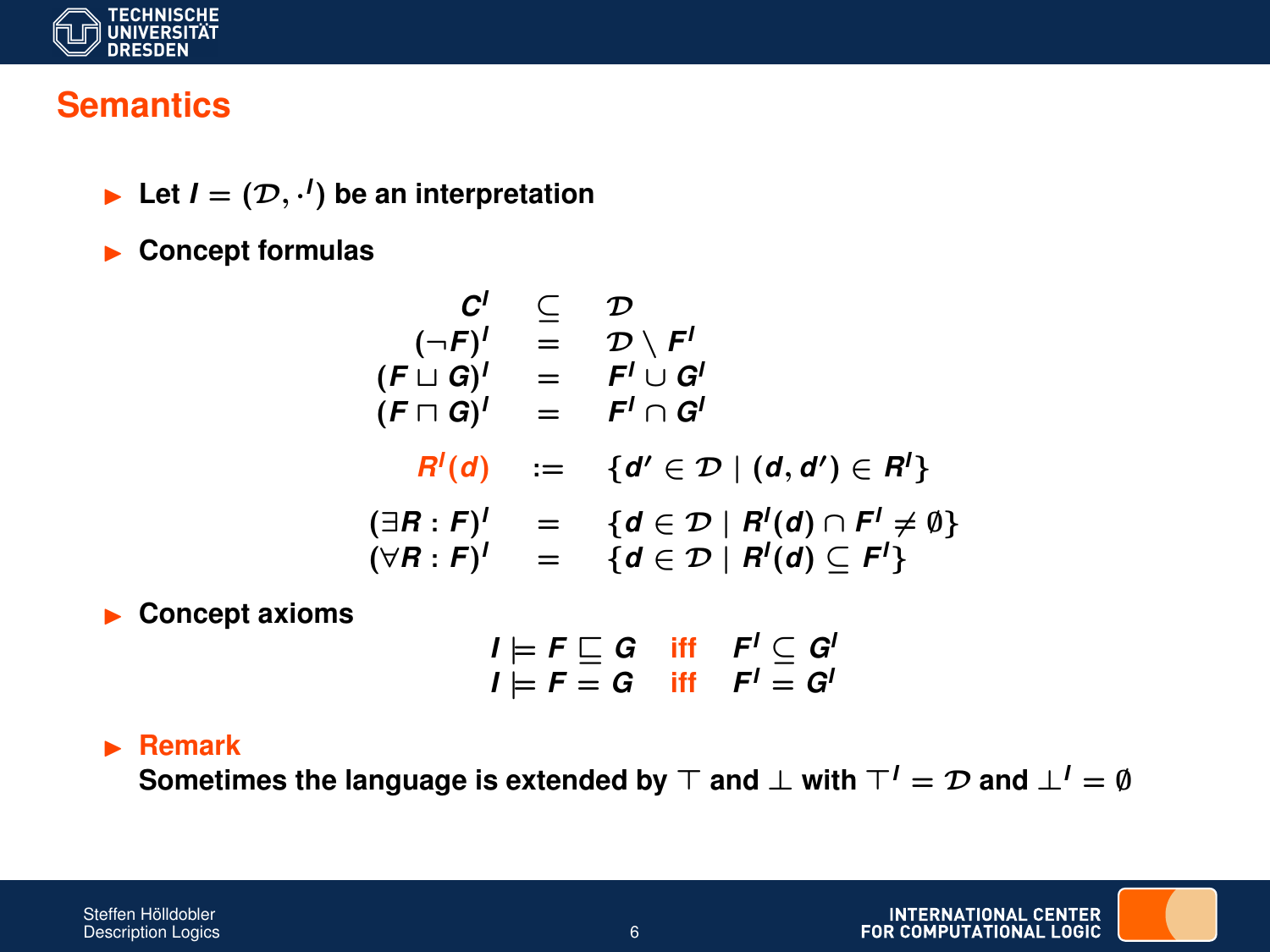# Semantics

- Let $I = (\mathcal{D}, \cdot^I)$ be an interpretation
- Concept formulas

$$
\begin{array}{rcl}
C^I & \subseteq & \mathcal{D} \\
(\neg F)^I & = & \mathcal{D} \setminus F^I \\
(F \sqcup G)^I & = & F^I \cup G^I \\
(F \sqcap G)^I & = & F^I \cap G^I \\
R^I(d) & := & \{d' \in \mathcal{D} \mid (d, d') \in R^I\} \\
(\exists R : F)^I & = & \{d \in \mathcal{D} \mid R^I(d) \cap F^I \neq \emptyset\} \\
(\forall R : F)^I & = & \{d \in \mathcal{D} \mid R^I(d) \subseteq F^I\}
\end{array}
$$

- Concept axioms

$$
\begin{array}{lcl}
I \models F \sqsubseteq G & \text{iff} & F^I \subseteq G^I \\
I \models F = G & \text{iff} & F^I = G^I
\end{array}
$$

- **Remark**
  Sometimes the language is extended by $\top$ and $\bot$ with $\top^I = \mathcal{D}$ and $\bot^I = \emptyset$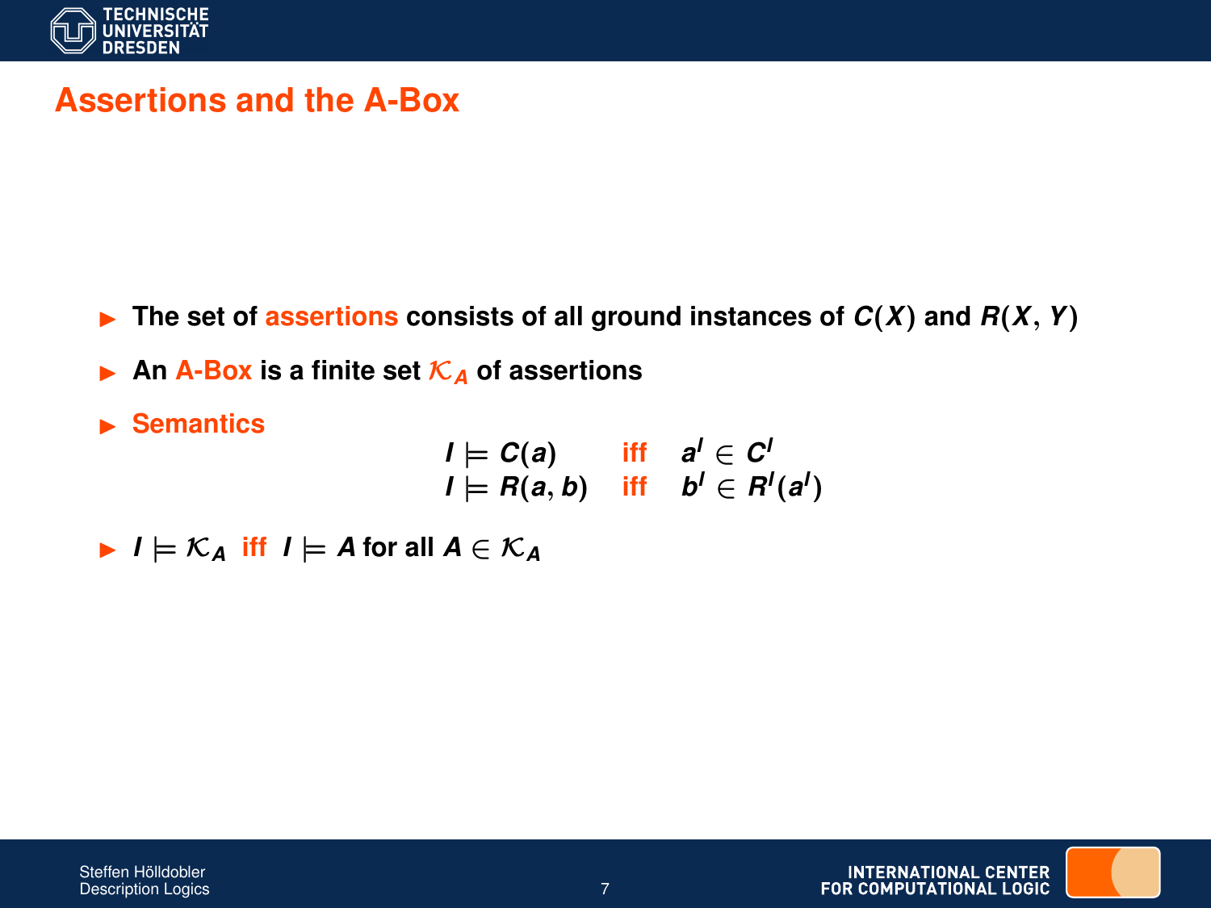# Assertions and the A-Box

- The set of **assertions** consists of all ground instances of $C(X)$ and $R(X, Y)$
- An **A-Box** is a finite set $\mathcal{K}_A$ of assertions
- **Semantics**

$$
\begin{array}{lll}
I \models C(a) & \text{iff} & a^I \in C^I \\
I \models R(a, b) & \text{iff} & b^I \in R^I(a^I)
\end{array}
$$

- $I \models \mathcal{K}_A$ iff $I \models A$ for all $A \in \mathcal{K}_A$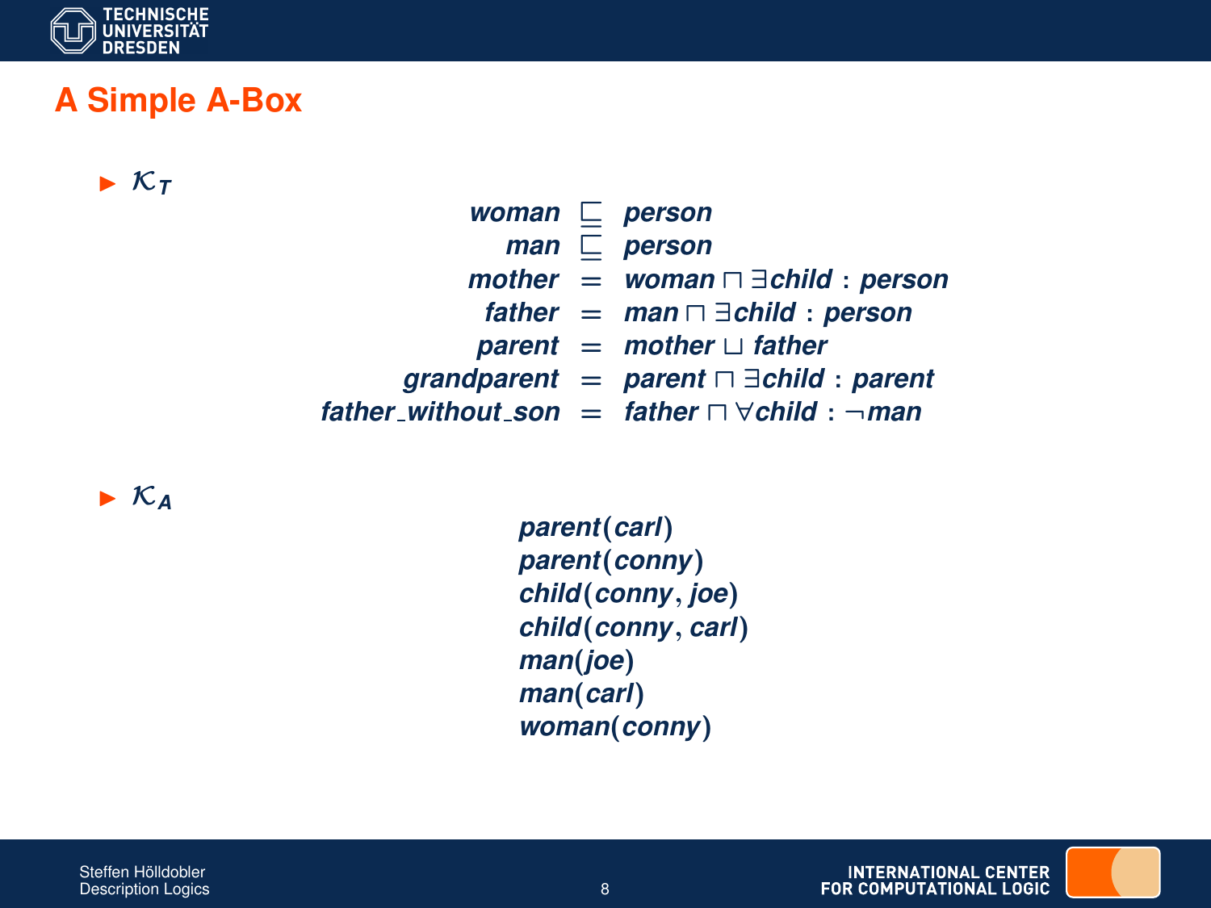# A Simple A-Box

- $\mathcal{K}_T$

$$
\begin{array}{rcl}
\mathit{woman} & \sqsubseteq & \mathit{person} \\
\mathit{man} & \sqsubseteq & \mathit{person} \\
\mathit{mother} & = & \mathit{woman} \sqcap \exists \mathit{child} : \mathit{person} \\
\mathit{father} & = & \mathit{man} \sqcap \exists \mathit{child} : \mathit{person} \\
\mathit{parent} & = & \mathit{mother} \sqcup \mathit{father} \\
\mathit{grandparent} & = & \mathit{parent} \sqcap \exists \mathit{child} : \mathit{parent} \\
\mathit{father\_without\_son} & = & \mathit{father} \sqcap \forall \mathit{child} : \neg \mathit{man}
\end{array}
$$

- $\mathcal{K}_A$

$$
\begin{array}{l}
\mathit{parent}(\mathit{carl}) \\
\mathit{parent}(\mathit{conny}) \\
\mathit{child}(\mathit{conny}, \mathit{joe}) \\
\mathit{child}(\mathit{conny}, \mathit{carl}) \\
\mathit{man}(\mathit{joe}) \\
\mathit{man}(\mathit{carl}) \\
\mathit{woman}(\mathit{conny})
\end{array}
$$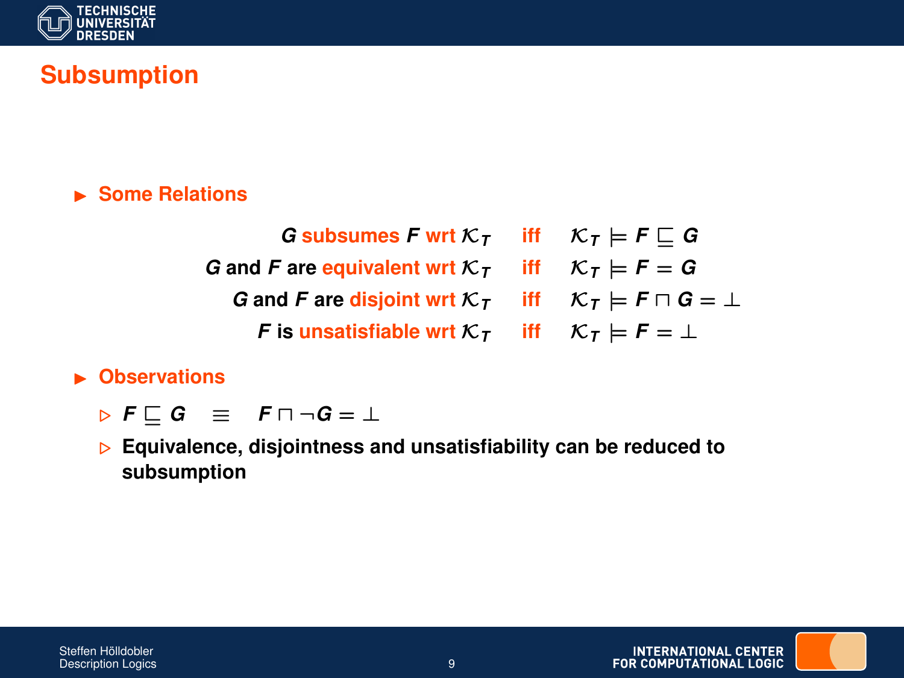# Subsumption

- **Some Relations**

$$
\begin{array}{rcl}
G \text{ subsumes } F \text{ wrt } \mathcal{K}_T & \text{iff} & \mathcal{K}_T \models F \sqsubseteq G \\
G \text{ and } F \text{ are equivalent wrt } \mathcal{K}_T & \text{iff} & \mathcal{K}_T \models F = G \\
G \text{ and } F \text{ are disjoint wrt } \mathcal{K}_T & \text{iff} & \mathcal{K}_T \models F \sqcap G = \bot \\
F \text{ is unsatisfiable wrt } \mathcal{K}_T & \text{iff} & \mathcal{K}_T \models F = \bot
\end{array}
$$

- **Observations**
  - $F \sqsubseteq G \quad \equiv \quad F \sqcap \neg G = \bot$
  - **Equivalence, disjointness and unsatisfiability can be reduced to subsumption**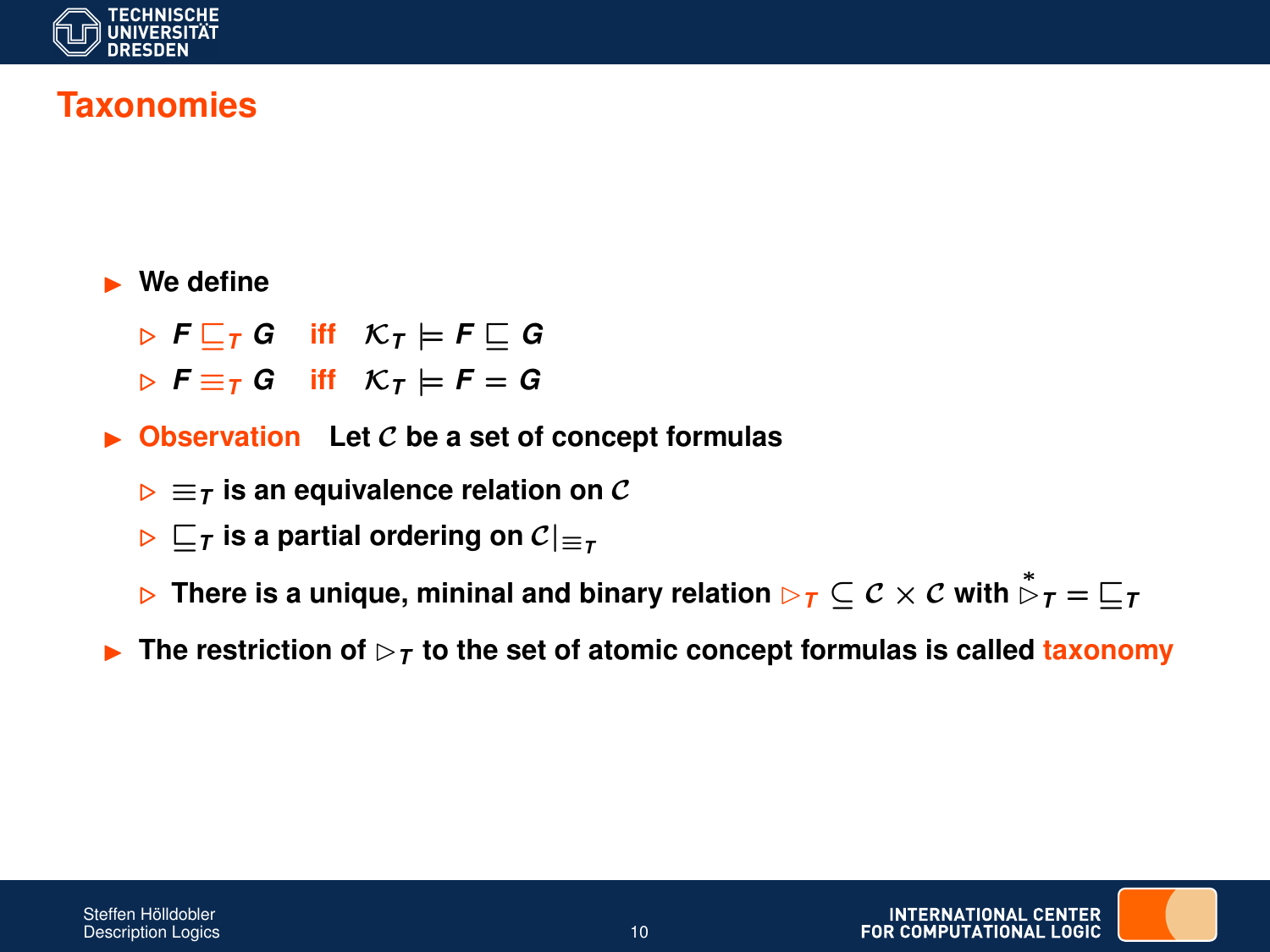# Taxonomies

- We define
  - $F \sqsubseteq_T G$ iff $\mathcal{K}_T \models F \sqsubseteq G$
  - $F \equiv_T G$ iff $\mathcal{K}_T \models F = G$
- **Observation** Let $\mathcal{C}$ be a set of concept formulas
  - $\equiv_T$ is an equivalence relation on $\mathcal{C}$
  - $\sqsubseteq_T$ is a partial ordering on $\mathcal{C}|_{\equiv_T}$
  - There is a unique, mininal and binary relation $\rhd_T \subseteq \mathcal{C} \times \mathcal{C}$ with $\overset{*}{\rhd}_T = \sqsubseteq_T$
- The restriction of $\rhd_T$ to the set of atomic concept formulas is called **taxonomy**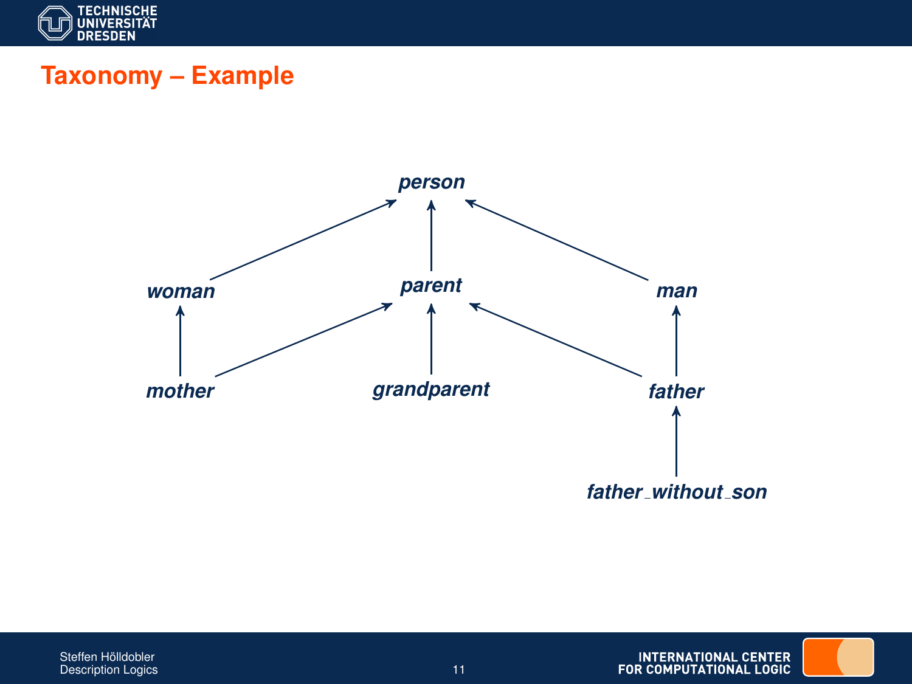# Taxonomy – Example

person

woman    parent    man

mother    grandparent    father

father_without_son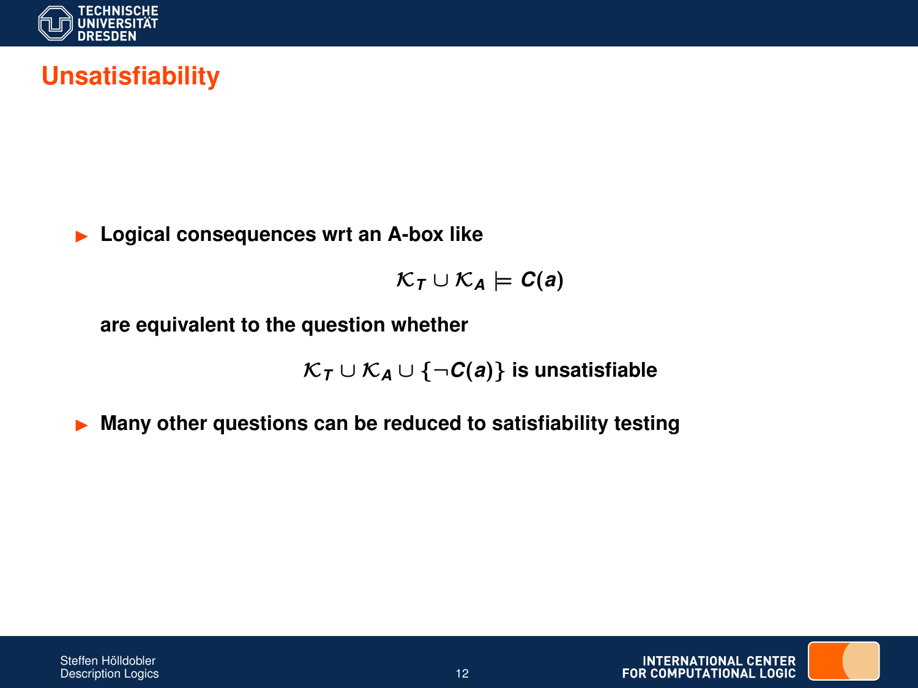# Unsatisfiability

- **Logical consequences wrt an A-box like**

$$\mathcal{K}_T \cup \mathcal{K}_A \models C(a)$$

  **are equivalent to the question whether**

$$\mathcal{K}_T \cup \mathcal{K}_A \cup \{\neg C(a)\} \text{ is unsatisfiable}$$

- **Many other questions can be reduced to satisfiability testing**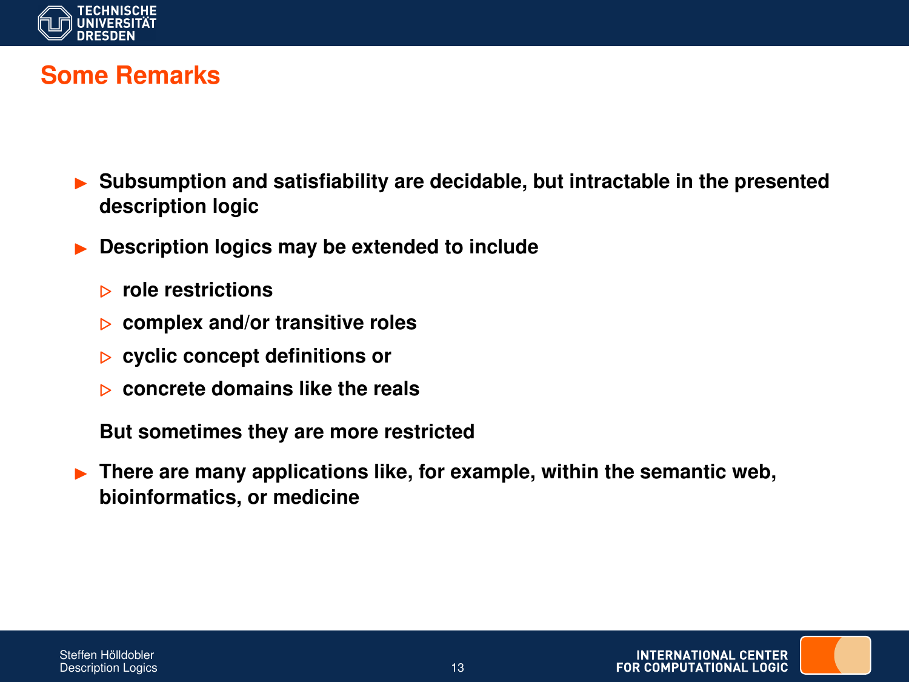## Some Remarks

- **Subsumption and satisfiability are decidable, but intractable in the presented description logic**
- **Description logics may be extended to include**
  - **role restrictions**
  - **complex and/or transitive roles**
  - **cyclic concept definitions or**
  - **concrete domains like the reals**

  **But sometimes they are more restricted**
- **There are many applications like, for example, within the semantic web, bioinformatics, or medicine**